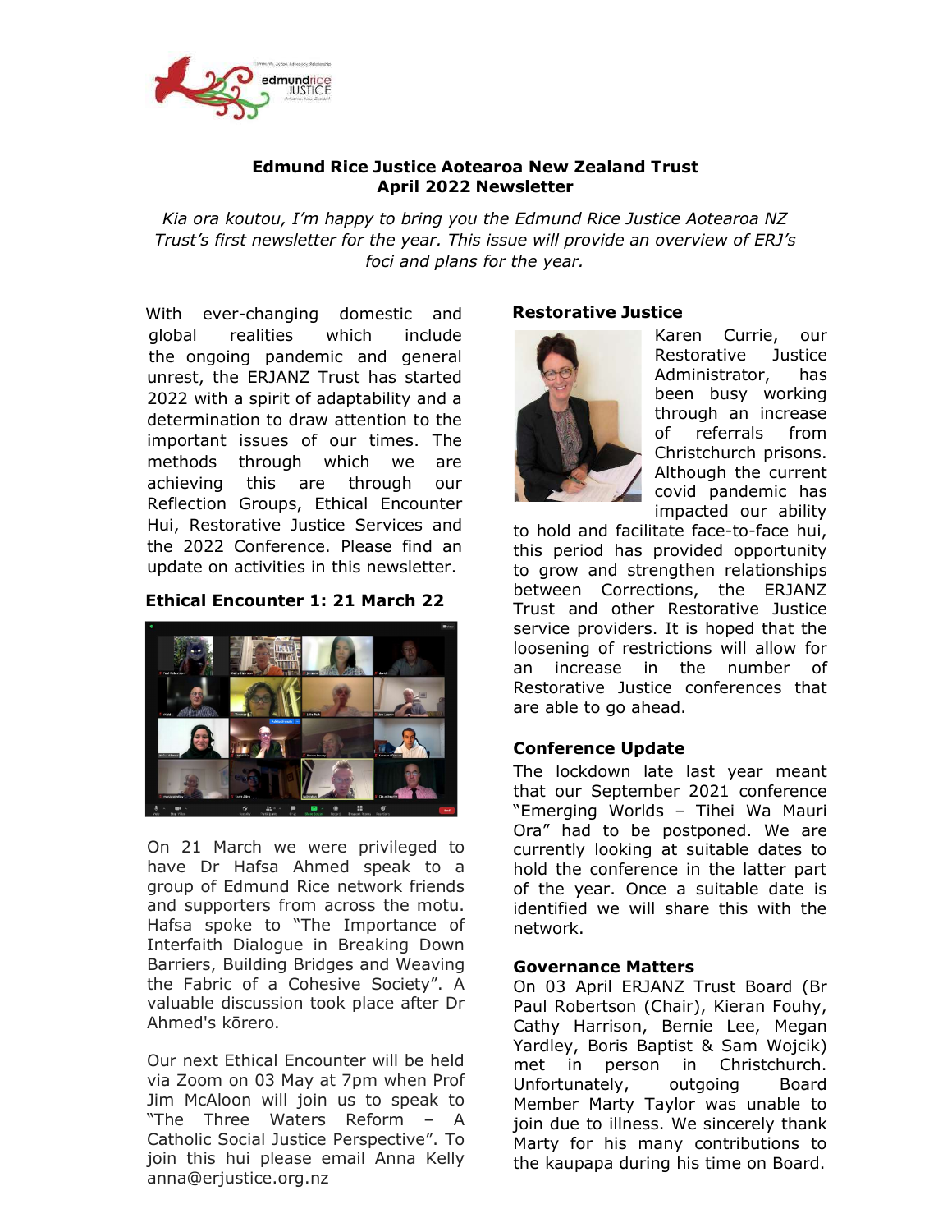# Edmund Rice Justice Aotearoa New Zealand Trust
## April 2022 Newsletter

*Kia ora koutou, I'm happy to bring you the Edmund Rice Justice Aotearoa NZ Trust's first newsletter for the year. This issue will provide an overview of ERJ's foci and plans for the year.*

With ever-changing domestic and global realities which include the ongoing pandemic and general unrest, the ERJANZ Trust has started 2022 with a spirit of adaptability and a determination to draw attention to the important issues of our times. The methods through which we are achieving this are through our Reflection Groups, Ethical Encounter Hui, Restorative Justice Services and the 2022 Conference. Please find an update on activities in this newsletter.

### Ethical Encounter 1: 21 March 22

On 21 March we were privileged to have Dr Hafsa Ahmed speak to a group of Edmund Rice network friends and supporters from across the motu. Hafsa spoke to "The Importance of Interfaith Dialogue in Breaking Down Barriers, Building Bridges and Weaving the Fabric of a Cohesive Society". A valuable discussion took place after Dr Ahmed's kōrero.

Our next Ethical Encounter will be held via Zoom on 03 May at 7pm when Prof Jim McAloon will join us to speak to "The Three Waters Reform – A Catholic Social Justice Perspective". To join this hui please email Anna Kelly anna@erjustice.org.nz

### Restorative Justice

Karen Currie, our Restorative Justice Administrator, has been busy working through an increase of referrals from Christchurch prisons. Although the current covid pandemic has impacted our ability to hold and facilitate face-to-face hui, this period has provided opportunity to grow and strengthen relationships between Corrections, the ERJANZ Trust and other Restorative Justice service providers. It is hoped that the loosening of restrictions will allow for an increase in the number of Restorative Justice conferences that are able to go ahead.

### Conference Update

The lockdown late last year meant that our September 2021 conference "Emerging Worlds – Tihei Wa Mauri Ora" had to be postponed. We are currently looking at suitable dates to hold the conference in the latter part of the year. Once a suitable date is identified we will share this with the network.

### Governance Matters

On 03 April ERJANZ Trust Board (Br Paul Robertson (Chair), Kieran Fouhy, Cathy Harrison, Bernie Lee, Megan Yardley, Boris Baptist & Sam Wojcik) met in person in Christchurch. Unfortunately, outgoing Board Member Marty Taylor was unable to join due to illness. We sincerely thank Marty for his many contributions to the kaupapa during his time on Board.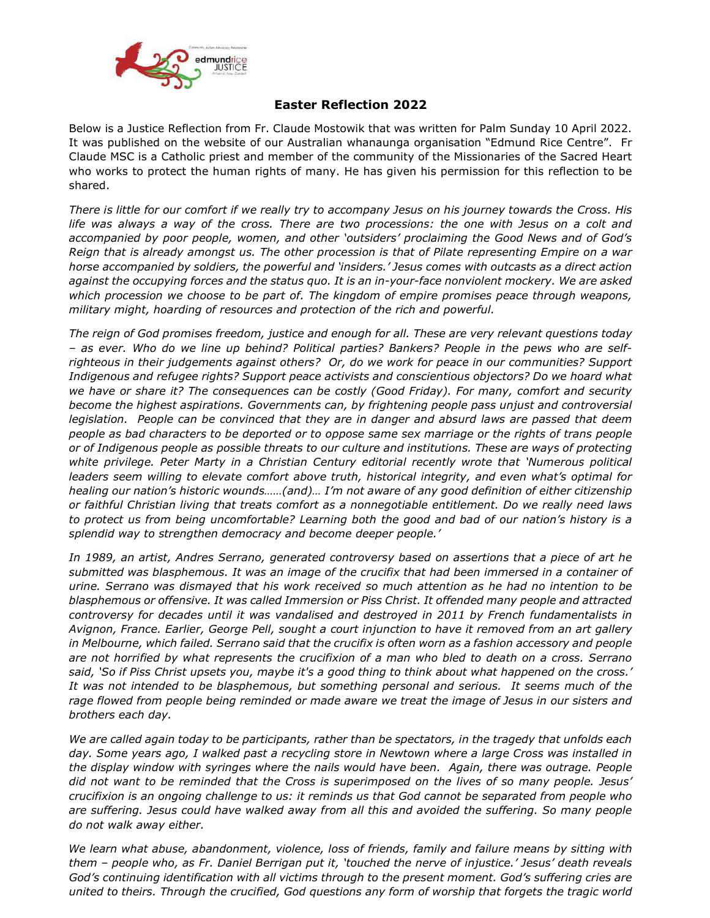## Easter Reflection 2022

Below is a Justice Reflection from Fr. Claude Mostowik that was written for Palm Sunday 10 April 2022. It was published on the website of our Australian whanaunga organisation "Edmund Rice Centre". Fr Claude MSC is a Catholic priest and member of the community of the Missionaries of the Sacred Heart who works to protect the human rights of many. He has given his permission for this reflection to be shared.

*There is little for our comfort if we really try to accompany Jesus on his journey towards the Cross. His life was always a way of the cross. There are two processions: the one with Jesus on a colt and accompanied by poor people, women, and other 'outsiders' proclaiming the Good News and of God's Reign that is already amongst us. The other procession is that of Pilate representing Empire on a war horse accompanied by soldiers, the powerful and 'insiders.' Jesus comes with outcasts as a direct action against the occupying forces and the status quo. It is an in-your-face nonviolent mockery. We are asked which procession we choose to be part of. The kingdom of empire promises peace through weapons, military might, hoarding of resources and protection of the rich and powerful.*

*The reign of God promises freedom, justice and enough for all. These are very relevant questions today – as ever. Who do we line up behind? Political parties? Bankers? People in the pews who are self-righteous in their judgements against others? Or, do we work for peace in our communities? Support Indigenous and refugee rights? Support peace activists and conscientious objectors? Do we hoard what we have or share it? The consequences can be costly (Good Friday). For many, comfort and security become the highest aspirations. Governments can, by frightening people pass unjust and controversial legislation. People can be convinced that they are in danger and absurd laws are passed that deem people as bad characters to be deported or to oppose same sex marriage or the rights of trans people or of Indigenous people as possible threats to our culture and institutions. These are ways of protecting white privilege. Peter Marty in a Christian Century editorial recently wrote that 'Numerous political leaders seem willing to elevate comfort above truth, historical integrity, and even what's optimal for healing our nation's historic wounds……(and)… I'm not aware of any good definition of either citizenship or faithful Christian living that treats comfort as a nonnegotiable entitlement. Do we really need laws to protect us from being uncomfortable? Learning both the good and bad of our nation's history is a splendid way to strengthen democracy and become deeper people.'*

*In 1989, an artist, Andres Serrano, generated controversy based on assertions that a piece of art he submitted was blasphemous. It was an image of the crucifix that had been immersed in a container of urine. Serrano was dismayed that his work received so much attention as he had no intention to be blasphemous or offensive. It was called Immersion or Piss Christ. It offended many people and attracted controversy for decades until it was vandalised and destroyed in 2011 by French fundamentalists in Avignon, France. Earlier, George Pell, sought a court injunction to have it removed from an art gallery in Melbourne, which failed. Serrano said that the crucifix is often worn as a fashion accessory and people are not horrified by what represents the crucifixion of a man who bled to death on a cross. Serrano said, 'So if Piss Christ upsets you, maybe it's a good thing to think about what happened on the cross.' It was not intended to be blasphemous, but something personal and serious. It seems much of the rage flowed from people being reminded or made aware we treat the image of Jesus in our sisters and brothers each day.*

*We are called again today to be participants, rather than be spectators, in the tragedy that unfolds each day. Some years ago, I walked past a recycling store in Newtown where a large Cross was installed in the display window with syringes where the nails would have been. Again, there was outrage. People did not want to be reminded that the Cross is superimposed on the lives of so many people. Jesus' crucifixion is an ongoing challenge to us: it reminds us that God cannot be separated from people who are suffering. Jesus could have walked away from all this and avoided the suffering. So many people do not walk away either.*

*We learn what abuse, abandonment, violence, loss of friends, family and failure means by sitting with them – people who, as Fr. Daniel Berrigan put it, 'touched the nerve of injustice.' Jesus' death reveals God's continuing identification with all victims through to the present moment. God's suffering cries are united to theirs. Through the crucified, God questions any form of worship that forgets the tragic world*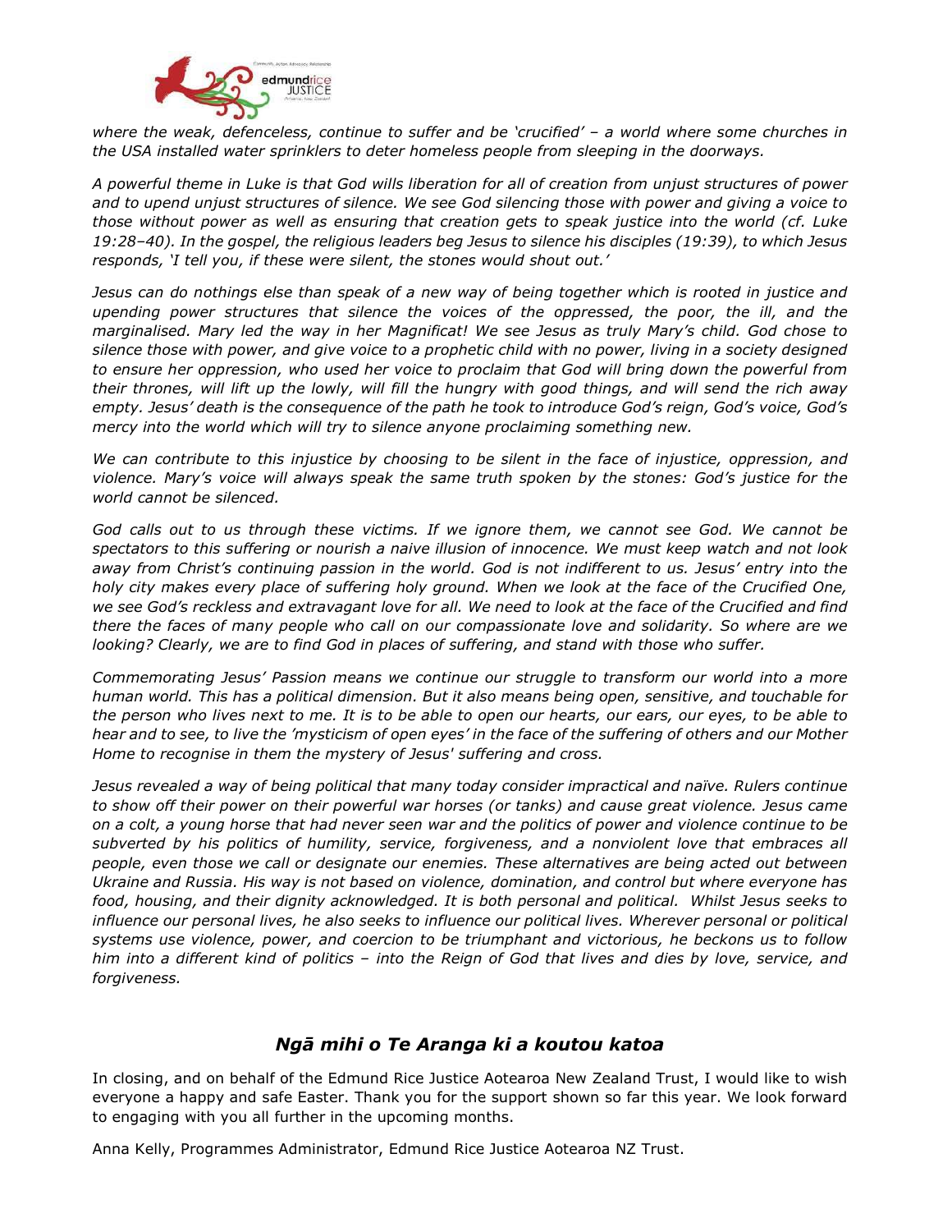*where the weak, defenceless, continue to suffer and be 'crucified' – a world where some churches in the USA installed water sprinklers to deter homeless people from sleeping in the doorways.*

*A powerful theme in Luke is that God wills liberation for all of creation from unjust structures of power and to upend unjust structures of silence. We see God silencing those with power and giving a voice to those without power as well as ensuring that creation gets to speak justice into the world (cf. Luke 19:28–40). In the gospel, the religious leaders beg Jesus to silence his disciples (19:39), to which Jesus responds, 'I tell you, if these were silent, the stones would shout out.'*

*Jesus can do nothings else than speak of a new way of being together which is rooted in justice and upending power structures that silence the voices of the oppressed, the poor, the ill, and the marginalised. Mary led the way in her Magnificat! We see Jesus as truly Mary's child. God chose to silence those with power, and give voice to a prophetic child with no power, living in a society designed to ensure her oppression, who used her voice to proclaim that God will bring down the powerful from their thrones, will lift up the lowly, will fill the hungry with good things, and will send the rich away empty. Jesus' death is the consequence of the path he took to introduce God's reign, God's voice, God's mercy into the world which will try to silence anyone proclaiming something new.*

*We can contribute to this injustice by choosing to be silent in the face of injustice, oppression, and violence. Mary's voice will always speak the same truth spoken by the stones: God's justice for the world cannot be silenced.*

*God calls out to us through these victims. If we ignore them, we cannot see God. We cannot be spectators to this suffering or nourish a naive illusion of innocence. We must keep watch and not look away from Christ's continuing passion in the world. God is not indifferent to us. Jesus' entry into the holy city makes every place of suffering holy ground. When we look at the face of the Crucified One, we see God's reckless and extravagant love for all. We need to look at the face of the Crucified and find there the faces of many people who call on our compassionate love and solidarity. So where are we looking? Clearly, we are to find God in places of suffering, and stand with those who suffer.*

*Commemorating Jesus' Passion means we continue our struggle to transform our world into a more human world. This has a political dimension. But it also means being open, sensitive, and touchable for the person who lives next to me. It is to be able to open our hearts, our ears, our eyes, to be able to hear and to see, to live the 'mysticism of open eyes' in the face of the suffering of others and our Mother Home to recognise in them the mystery of Jesus' suffering and cross.*

*Jesus revealed a way of being political that many today consider impractical and naïve. Rulers continue to show off their power on their powerful war horses (or tanks) and cause great violence. Jesus came on a colt, a young horse that had never seen war and the politics of power and violence continue to be subverted by his politics of humility, service, forgiveness, and a nonviolent love that embraces all people, even those we call or designate our enemies. These alternatives are being acted out between Ukraine and Russia. His way is not based on violence, domination, and control but where everyone has food, housing, and their dignity acknowledged. It is both personal and political. Whilst Jesus seeks to influence our personal lives, he also seeks to influence our political lives. Wherever personal or political systems use violence, power, and coercion to be triumphant and victorious, he beckons us to follow him into a different kind of politics – into the Reign of God that lives and dies by love, service, and forgiveness.*

## *Ngā mihi o Te Aranga ki a koutou katoa*

In closing, and on behalf of the Edmund Rice Justice Aotearoa New Zealand Trust, I would like to wish everyone a happy and safe Easter. Thank you for the support shown so far this year. We look forward to engaging with you all further in the upcoming months.

Anna Kelly, Programmes Administrator, Edmund Rice Justice Aotearoa NZ Trust.